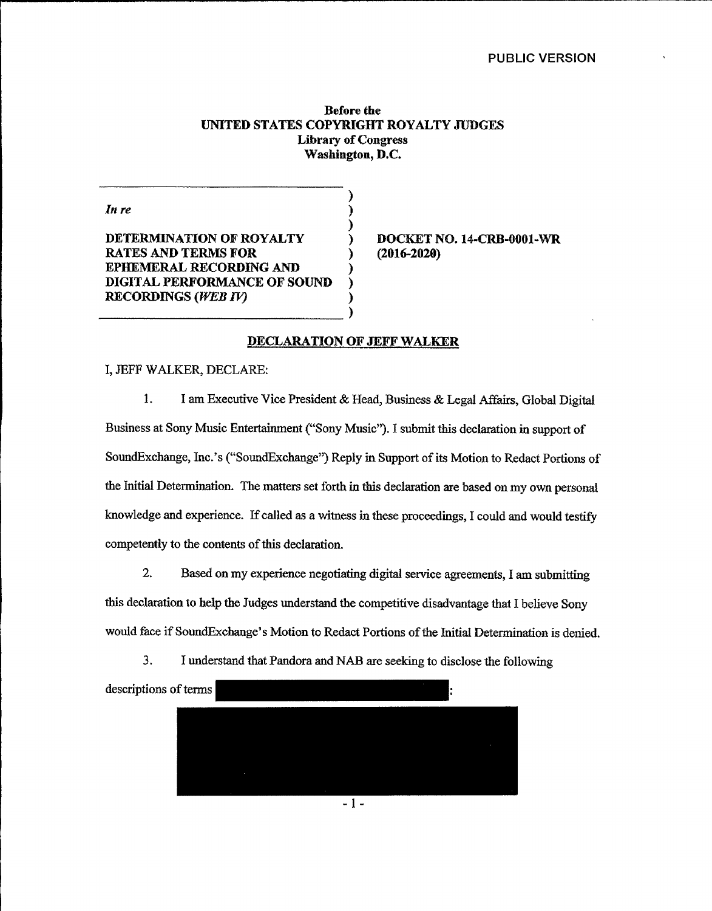PUBLIC VERSION

**Before the**
**UNITED STATES COPYRIGHT ROYALTY JUDGES**
**Library of Congress**
**Washington, D.C.**

| | |
|---|---|
| *In re*<br><br>**DETERMINATION OF ROYALTY RATES AND TERMS FOR EPHEMERAL RECORDING AND DIGITAL PERFORMANCE OF SOUND RECORDINGS (*WEB IV*)** | **DOCKET NO. 14-CRB-0001-WR (2016-2020)** |

**DECLARATION OF JEFF WALKER**

I, JEFF WALKER, DECLARE:

1. I am Executive Vice President & Head, Business & Legal Affairs, Global Digital Business at Sony Music Entertainment ("Sony Music"). I submit this declaration in support of SoundExchange, Inc.'s ("SoundExchange") Reply in Support of its Motion to Redact Portions of the Initial Determination. The matters set forth in this declaration are based on my own personal knowledge and experience. If called as a witness in these proceedings, I could and would testify competently to the contents of this declaration.

2. Based on my experience negotiating digital service agreements, I am submitting this declaration to help the Judges understand the competitive disadvantage that I believe Sony would face if SoundExchange's Motion to Redact Portions of the Initial Determination is denied.

3. I understand that Pandora and NAB are seeking to disclose the following descriptions of terms [REDACTED]:

[REDACTED]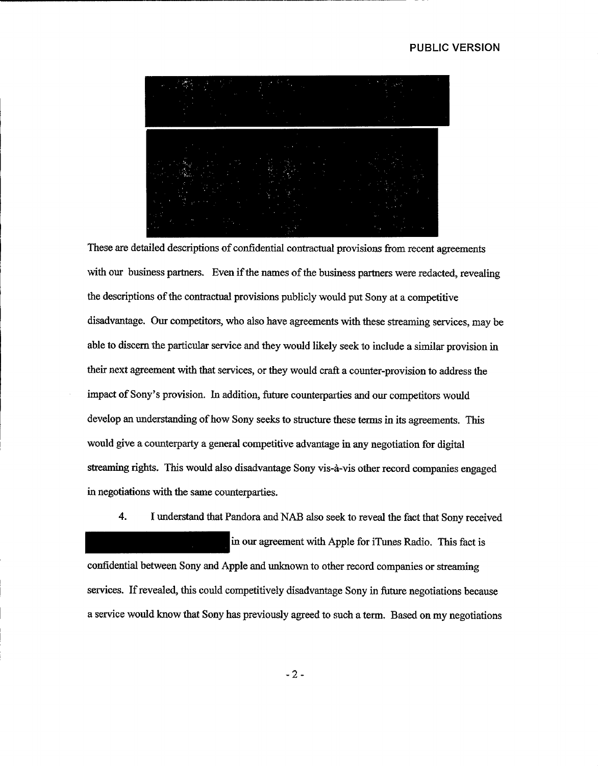These are detailed descriptions of confidential contractual provisions from recent agreements with our business partners. Even if the names of the business partners were redacted, revealing the descriptions of the contractual provisions publicly would put Sony at a competitive disadvantage. Our competitors, who also have agreements with these streaming services, may be able to discern the particular service and they would likely seek to include a similar provision in their next agreement with that services, or they would craft a counter-provision to address the impact of Sony's provision. In addition, future counterparties and our competitors would develop an understanding of how Sony seeks to structure these terms in its agreements. This would give a counterparty a general competitive advantage in any negotiation for digital streaming rights. This would also disadvantage Sony vis-à-vis other record companies engaged in negotiations with the same counterparties.

4. I understand that Pandora and NAB also seek to reveal the fact that Sony received in our agreement with Apple for iTunes Radio. This fact is confidential between Sony and Apple and unknown to other record companies or streaming services. If revealed, this could competitively disadvantage Sony in future negotiations because a service would know that Sony has previously agreed to such a term. Based on my negotiations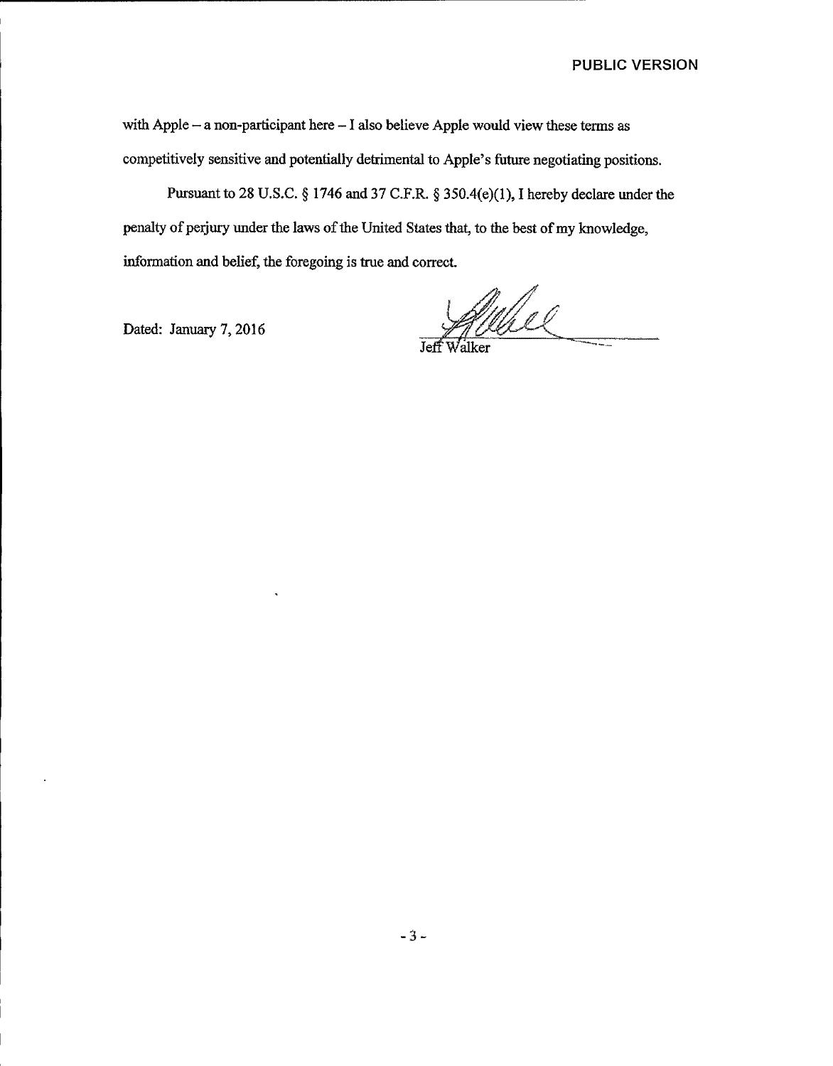PUBLIC VERSION

with Apple – a non-participant here – I also believe Apple would view these terms as competitively sensitive and potentially detrimental to Apple's future negotiating positions.

Pursuant to 28 U.S.C. § 1746 and 37 C.F.R. § 350.4(e)(1), I hereby declare under the penalty of perjury under the laws of the United States that, to the best of my knowledge, information and belief, the foregoing is true and correct.

Dated: January 7, 2016

Jeff Walker